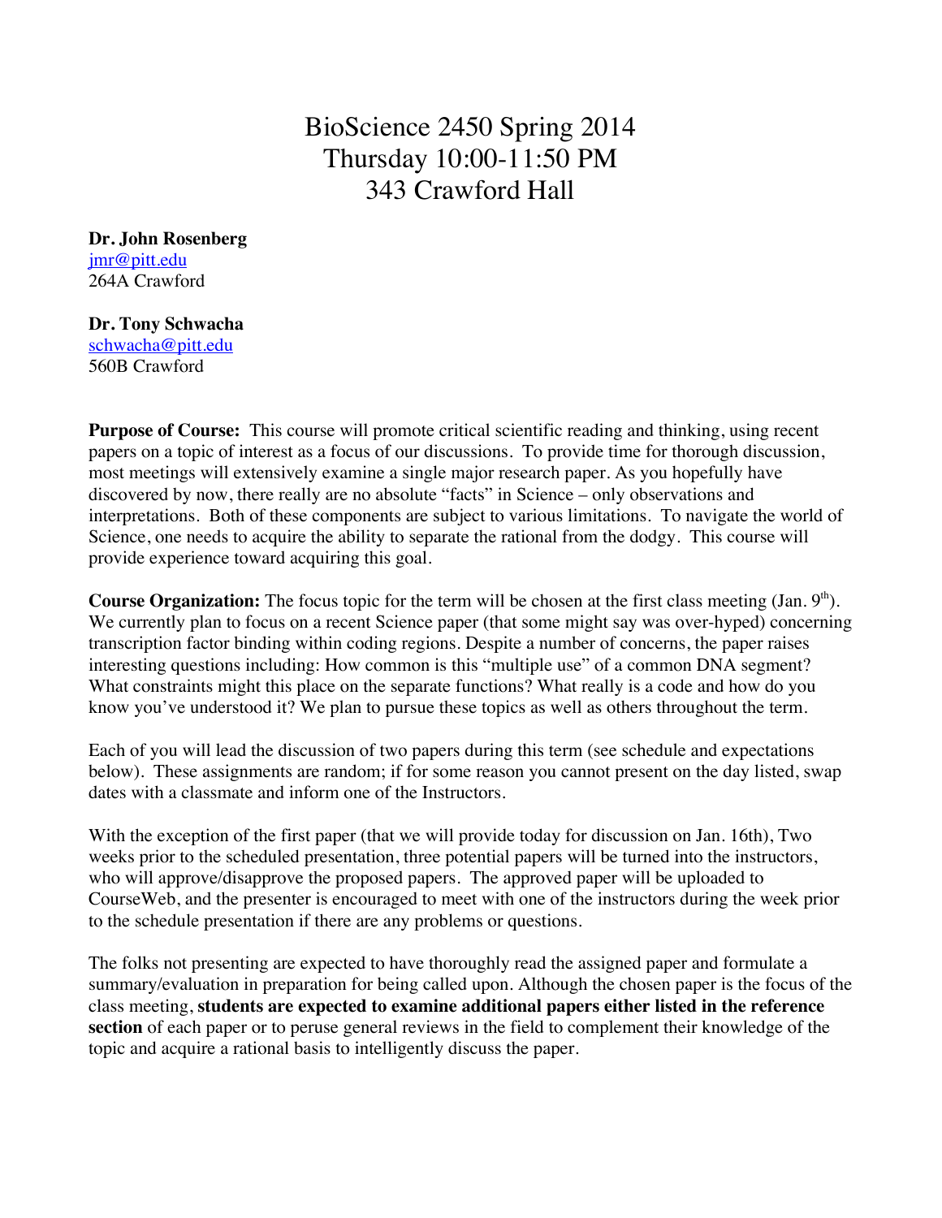# BioScience 2450 Spring 2014
# Thursday 10:00-11:50 PM
# 343 Crawford Hall

**Dr. John Rosenberg**
jmr@pitt.edu
264A Crawford

**Dr. Tony Schwacha**
schwacha@pitt.edu
560B Crawford

**Purpose of Course:** This course will promote critical scientific reading and thinking, using recent papers on a topic of interest as a focus of our discussions. To provide time for thorough discussion, most meetings will extensively examine a single major research paper. As you hopefully have discovered by now, there really are no absolute "facts" in Science – only observations and interpretations. Both of these components are subject to various limitations. To navigate the world of Science, one needs to acquire the ability to separate the rational from the dodgy. This course will provide experience toward acquiring this goal.

**Course Organization:** The focus topic for the term will be chosen at the first class meeting (Jan. 9th). We currently plan to focus on a recent Science paper (that some might say was over-hyped) concerning transcription factor binding within coding regions. Despite a number of concerns, the paper raises interesting questions including: How common is this "multiple use" of a common DNA segment? What constraints might this place on the separate functions? What really is a code and how do you know you've understood it? We plan to pursue these topics as well as others throughout the term.

Each of you will lead the discussion of two papers during this term (see schedule and expectations below). These assignments are random; if for some reason you cannot present on the day listed, swap dates with a classmate and inform one of the Instructors.

With the exception of the first paper (that we will provide today for discussion on Jan. 16th), Two weeks prior to the scheduled presentation, three potential papers will be turned into the instructors, who will approve/disapprove the proposed papers. The approved paper will be uploaded to CourseWeb, and the presenter is encouraged to meet with one of the instructors during the week prior to the schedule presentation if there are any problems or questions.

The folks not presenting are expected to have thoroughly read the assigned paper and formulate a summary/evaluation in preparation for being called upon. Although the chosen paper is the focus of the class meeting, **students are expected to examine additional papers either listed in the reference section** of each paper or to peruse general reviews in the field to complement their knowledge of the topic and acquire a rational basis to intelligently discuss the paper.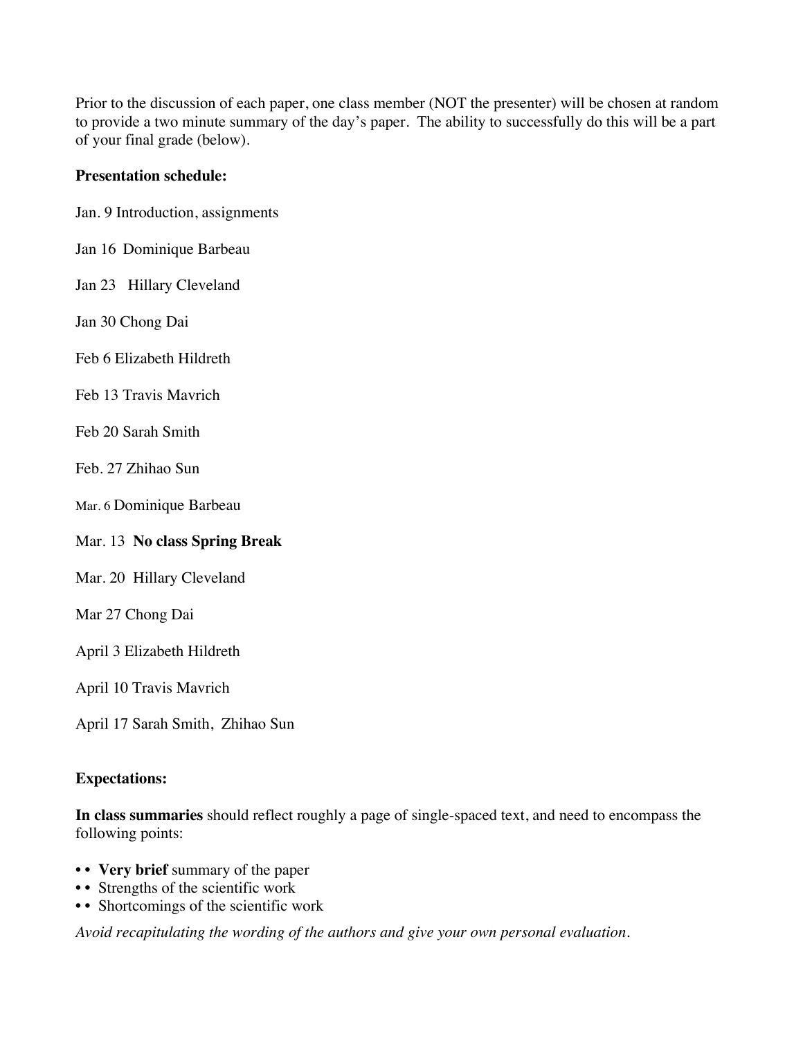Prior to the discussion of each paper, one class member (NOT the presenter) will be chosen at random to provide a two minute summary of the day's paper. The ability to successfully do this will be a part of your final grade (below).

**Presentation schedule:**

Jan. 9 Introduction, assignments

Jan 16 Dominique Barbeau

Jan 23 Hillary Cleveland

Jan 30 Chong Dai

Feb 6 Elizabeth Hildreth

Feb 13 Travis Mavrich

Feb 20 Sarah Smith

Feb. 27 Zhihao Sun

Mar. 6 Dominique Barbeau

Mar. 13 **No class Spring Break**

Mar. 20 Hillary Cleveland

Mar 27 Chong Dai

April 3 Elizabeth Hildreth

April 10 Travis Mavrich

April 17 Sarah Smith, Zhihao Sun

**Expectations:**

**In class summaries** should reflect roughly a page of single-spaced text, and need to encompass the following points:

- **Very brief** summary of the paper
- Strengths of the scientific work
- Shortcomings of the scientific work

*Avoid recapitulating the wording of the authors and give your own personal evaluation.*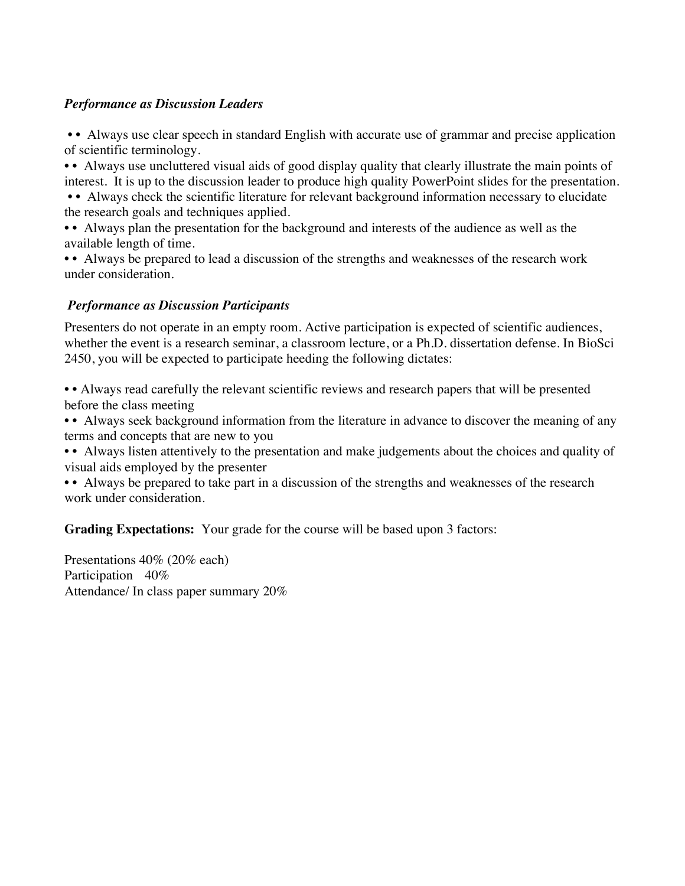### *Performance as Discussion Leaders*

- • Always use clear speech in standard English with accurate use of grammar and precise application of scientific terminology.
- • Always use uncluttered visual aids of good display quality that clearly illustrate the main points of interest. It is up to the discussion leader to produce high quality PowerPoint slides for the presentation.
- • Always check the scientific literature for relevant background information necessary to elucidate the research goals and techniques applied.
- • Always plan the presentation for the background and interests of the audience as well as the available length of time.
- • Always be prepared to lead a discussion of the strengths and weaknesses of the research work under consideration.

### *Performance as Discussion Participants*

Presenters do not operate in an empty room. Active participation is expected of scientific audiences, whether the event is a research seminar, a classroom lecture, or a Ph.D. dissertation defense. In BioSci 2450, you will be expected to participate heeding the following dictates:

- • Always read carefully the relevant scientific reviews and research papers that will be presented before the class meeting
- • Always seek background information from the literature in advance to discover the meaning of any terms and concepts that are new to you
- • Always listen attentively to the presentation and make judgements about the choices and quality of visual aids employed by the presenter
- • Always be prepared to take part in a discussion of the strengths and weaknesses of the research work under consideration.

**Grading Expectations:** Your grade for the course will be based upon 3 factors:

Presentations 40% (20% each)
Participation 40%
Attendance/ In class paper summary 20%